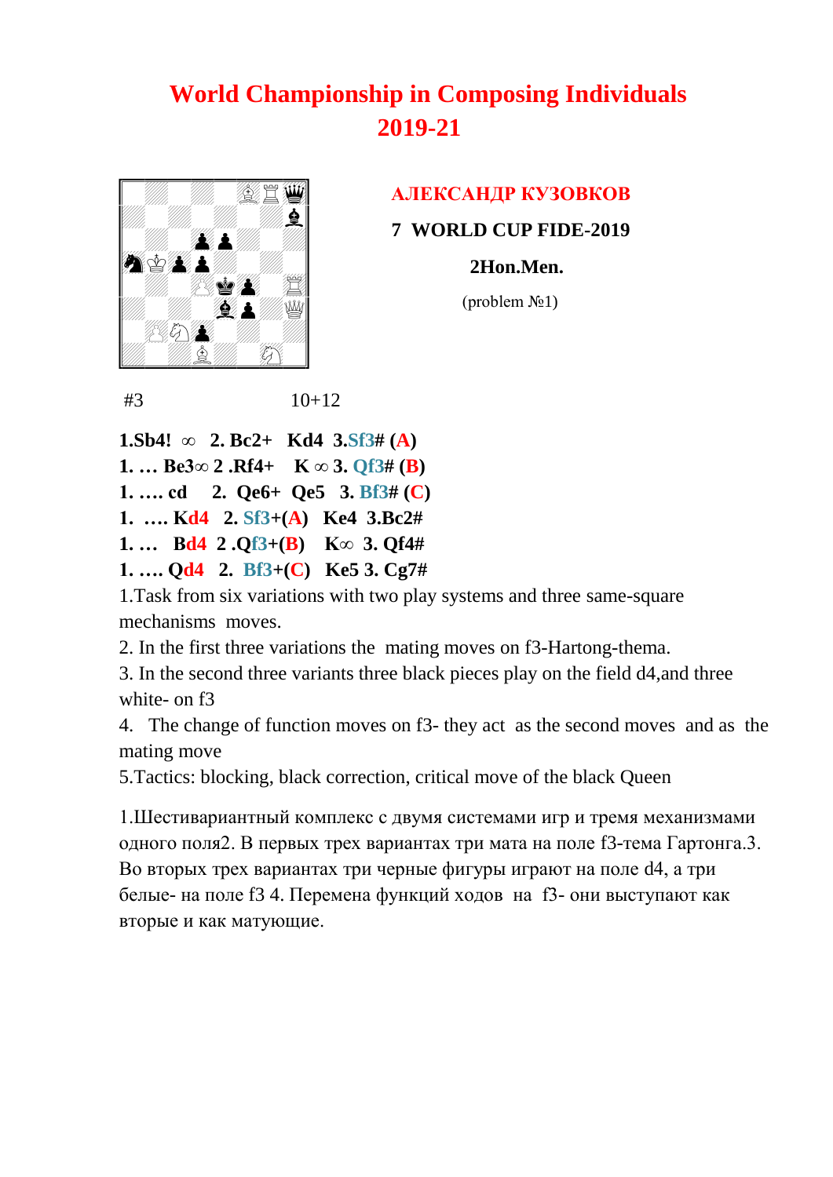# World Championship in Composing Individuals 2019-21

**АЛЕКСАНДР КУЗОВКОВ**

**7 WORLD CUP FIDE-2019**

**2Hon.Men.**

(problem №1)

#3 10+12

**1.Sb4! ∞ 2. Bc2+ Kd4 3.Sf3# (A)**
**1. … Be3∞ 2 .Rf4+ K ∞ 3. Qf3# (B)**
**1. …. cd 2. Qe6+ Qe5 3. Bf3# (C)**
**1. …. Kd4 2. Sf3+(A) Ke4 3.Bc2#**
**1. … Bd4 2 .Qf3+(B) K∞ 3. Qf4#**
**1. …. Qd4 2. Bf3+(C) Ke5 3. Cg7#**

1.Task from six variations with two play systems and three same-square mechanisms moves.

2. In the first three variations the mating moves on f3-Hartong-thema.

3. In the second three variants three black pieces play on the field d4,and three white- on f3

4. The change of function moves on f3- they act as the second moves and as the mating move

5.Tactics: blocking, black correction, critical move of the black Queen

1.Шестивариантный комплекс с двумя системами игр и тремя механизмами одного поля2. В первых трех вариантах три мата на поле f3-тема Гартонга.3. Во вторых трех вариантах три черные фигуры играют на поле d4, а три белые- на поле f3 4. Перемена функций ходов на f3- они выступают как вторые и как матующие.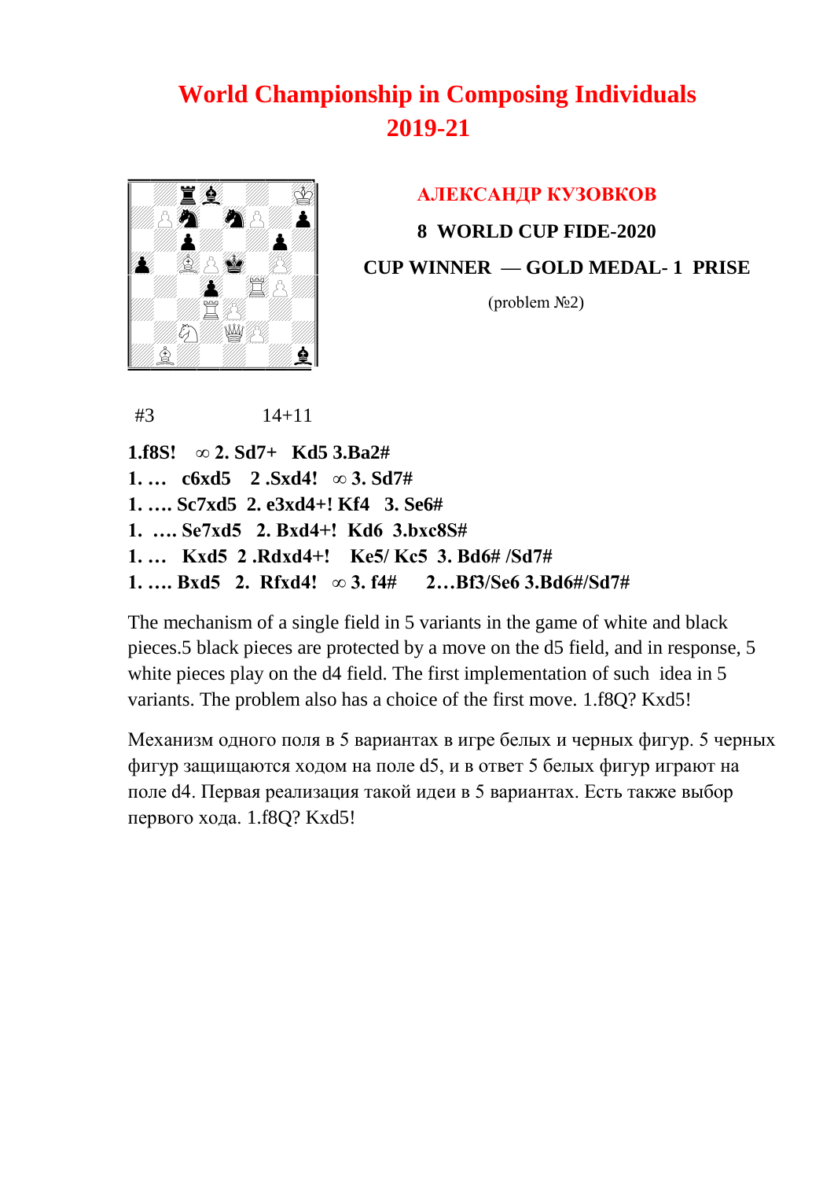# World Championship in Composing Individuals 2019-21

**АЛЕКСАНДР КУЗОВКОВ**

**8 WORLD CUP FIDE-2020**

**CUP WINNER — GOLD MEDAL- 1 PRISE**

(problem №2)

#3 14+11

**1.f8S! ∞ 2. Sd7+ Kd5 3.Ba2#**
**1. … c6xd5 2 .Sxd4! ∞ 3. Sd7#**
**1. …. Sc7xd5 2. e3xd4+! Kf4 3. Se6#**
**1. …. Se7xd5 2. Bxd4+! Kd6 3.bxc8S#**
**1. … Kxd5 2 .Rdxd4+! Ke5/ Kc5 3. Bd6# /Sd7#**
**1. …. Bxd5 2. Rfxd4! ∞ 3. f4# 2…Bf3/Se6 3.Bd6#/Sd7#**

The mechanism of a single field in 5 variants in the game of white and black pieces.5 black pieces are protected by a move on the d5 field, and in response, 5 white pieces play on the d4 field. The first implementation of such idea in 5 variants. The problem also has a choice of the first move. 1.f8Q? Kxd5!

Механизм одного поля в 5 вариантах в игре белых и черных фигур. 5 черных фигур защищаются ходом на поле d5, и в ответ 5 белых фигур играют на поле d4. Первая реализация такой идеи в 5 вариантах. Есть также выбор первого хода. 1.f8Q? Kxd5!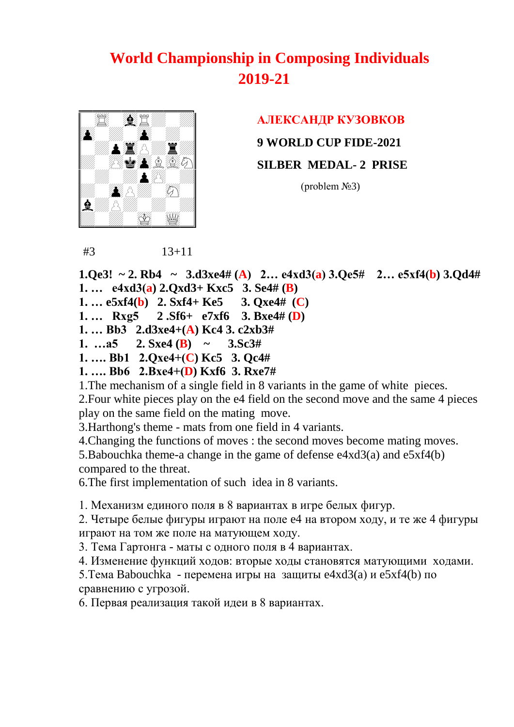# World Championship in Composing Individuals 2019-21

**АЛЕКСАНДР КУЗОВКОВ**

**9 WORLD CUP FIDE-2021**

**SILBER MEDAL- 2 PRISE**

(problem №3)

#3 13+11

**1.Qe3! ~ 2. Rb4 ~ 3.d3xe4# (A) 2… e4xd3(a) 3.Qe5# 2… e5xf4(b) 3.Qd4#**
**1. … e4xd3(a) 2.Qxd3+ Kxc5 3. Se4# (B)**
**1. … e5xf4(b) 2. Sxf4+ Ke5 3. Qxe4# (C)**
**1. … Rxg5 2 .Sf6+ e7xf6 3. Bxe4# (D)**
**1. … Bb3 2.d3xe4+(A) Kc4 3. c2xb3#**
**1. …a5 2. Sxe4 (B) ~ 3.Sc3#**
**1. …. Bb1 2.Qxe4+(C) Kc5 3. Qc4#**
**1. …. Bb6 2.Bxe4+(D) Kxf6 3. Rxe7#**

1.The mechanism of a single field in 8 variants in the game of white pieces.
2.Four white pieces play on the e4 field on the second move and the same 4 pieces play on the same field on the mating move.
3.Harthong's theme - mats from one field in 4 variants.
4.Changing the functions of moves : the second moves become mating moves.
5.Babouchka theme-a change in the game of defense e4xd3(a) and e5xf4(b) compared to the threat.
6.The first implementation of such idea in 8 variants.

1. Механизм единого поля в 8 вариантах в игре белых фигур.
2. Четыре белые фигуры играют на поле e4 на втором ходу, и те же 4 фигуры играют на том же поле на матующем ходу.
3. Тема Гартонга - маты с одного поля в 4 вариантах.
4. Изменение функций ходов: вторые ходы становятся матующими ходами.
5.Тема Babouchka - перемена игры на защиты e4xd3(a) и e5xf4(b) по сравнению с угрозой.
6. Первая реализация такой идеи в 8 вариантах.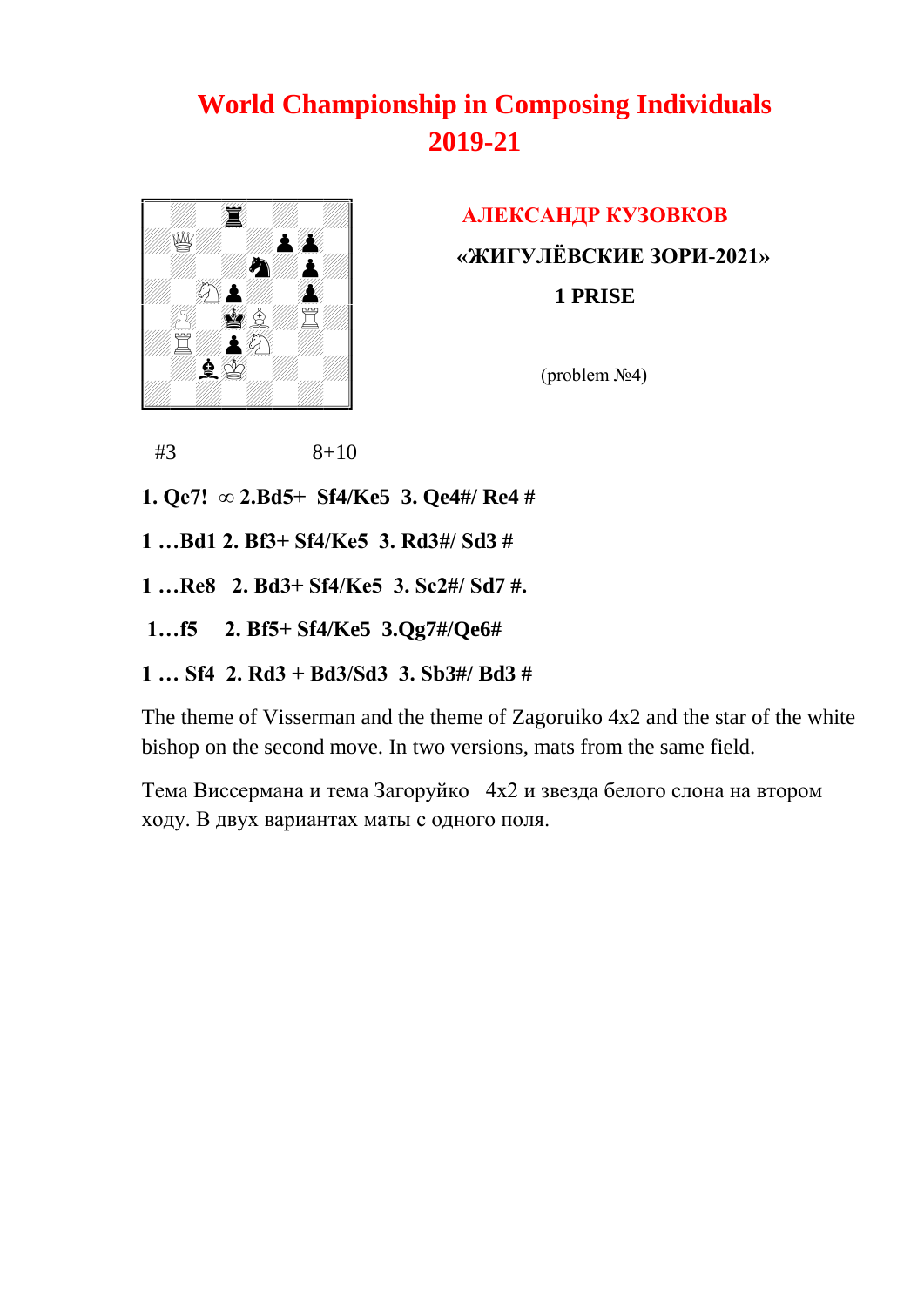# World Championship in Composing Individuals 2019-21

**АЛЕКСАНДР КУЗОВКОВ**

**«ЖИГУЛЁВСКИЕ ЗОРИ-2021»**

**1 PRISE**

(problem №4)

#3 8+10

**1. Qe7! ∞ 2.Bd5+ Sf4/Ke5 3. Qe4#/ Re4 #**

**1 …Bd1 2. Bf3+ Sf4/Ke5 3. Rd3#/ Sd3 #**

**1 …Re8 2. Bd3+ Sf4/Ke5 3. Sc2#/ Sd7 #.**

**1…f5 2. Bf5+ Sf4/Ke5 3.Qg7#/Qe6#**

**1 … Sf4 2. Rd3 + Bd3/Sd3 3. Sb3#/ Bd3 #**

The theme of Visserman and the theme of Zagoruiko 4x2 and the star of the white bishop on the second move. In two versions, mats from the same field.

Тема Виссермана и тема Загоруйко 4x2 и звезда белого слона на втором ходу. В двух вариантах маты с одного поля.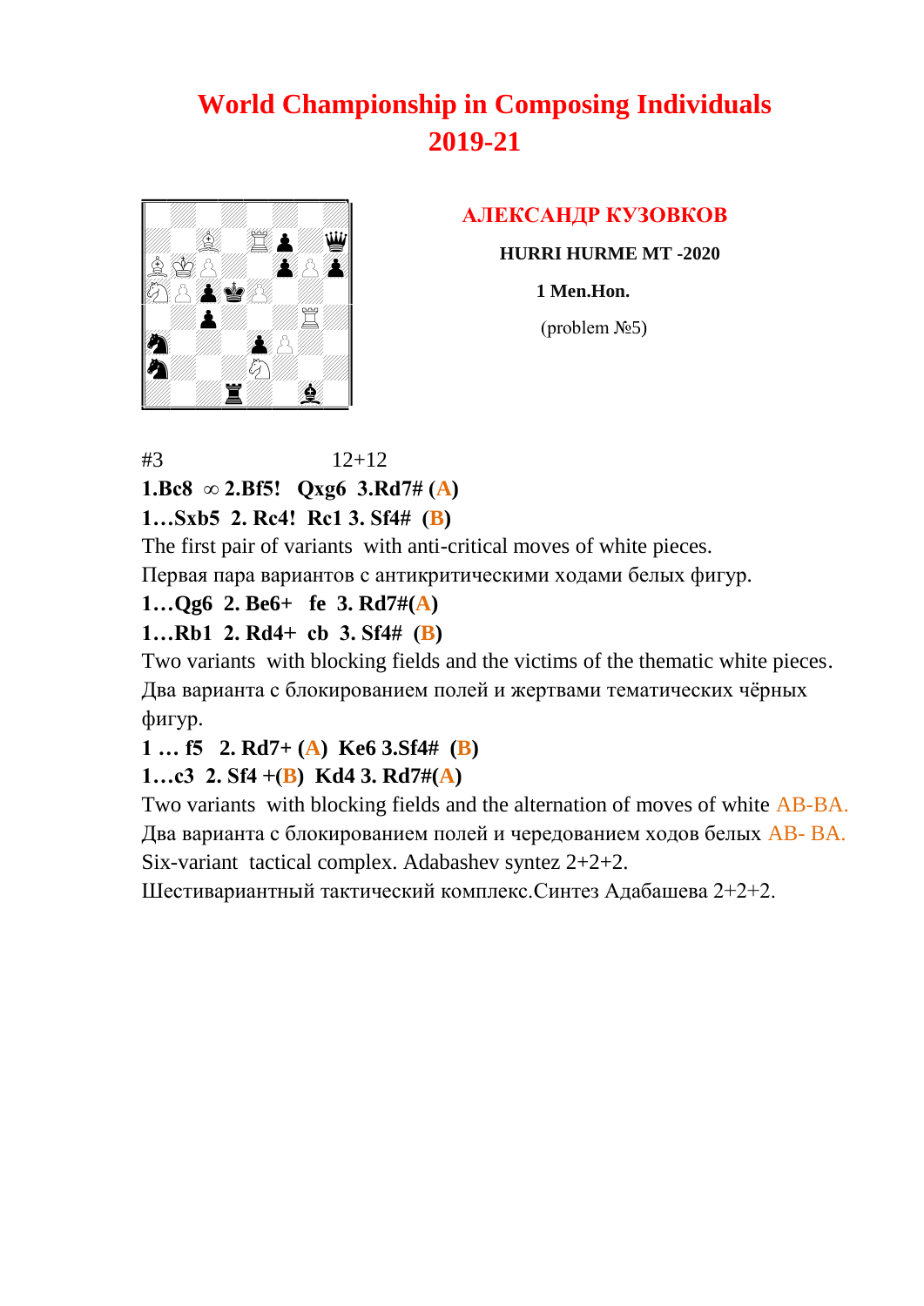# World Championship in Composing Individuals 2019-21

## АЛЕКСАНДР КУЗОВКОВ

**HURRI HURME MT -2020**

**1 Men.Hon.**

(problem №5)

#3 12+12

**1.Bc8 ∞ 2.Bf5! Qxg6 3.Rd7# (A)**

**1…Sxb5 2. Rc4! Rc1 3. Sf4# (B)**

The first pair of variants with anti-critical moves of white pieces.

Первая пара вариантов с антикритическими ходами белых фигур.

**1…Qg6 2. Be6+ fe 3. Rd7#(A)**

**1…Rb1 2. Rd4+ cb 3. Sf4# (B)**

Two variants with blocking fields and the victims of the thematic white pieces.

Два варианта с блокированием полей и жертвами тематических чёрных фигур.

**1 … f5 2. Rd7+ (A) Ke6 3.Sf4# (B)**

**1…c3 2. Sf4 +(B) Kd4 3. Rd7#(A)**

Two variants with blocking fields and the alternation of moves of white AB-BA.

Два варианта с блокированием полей и чередованием ходов белых AB- BA.

Six-variant tactical complex. Adabashev syntez 2+2+2.

Шестивариантный тактический комплекс.Синтез Адабашева 2+2+2.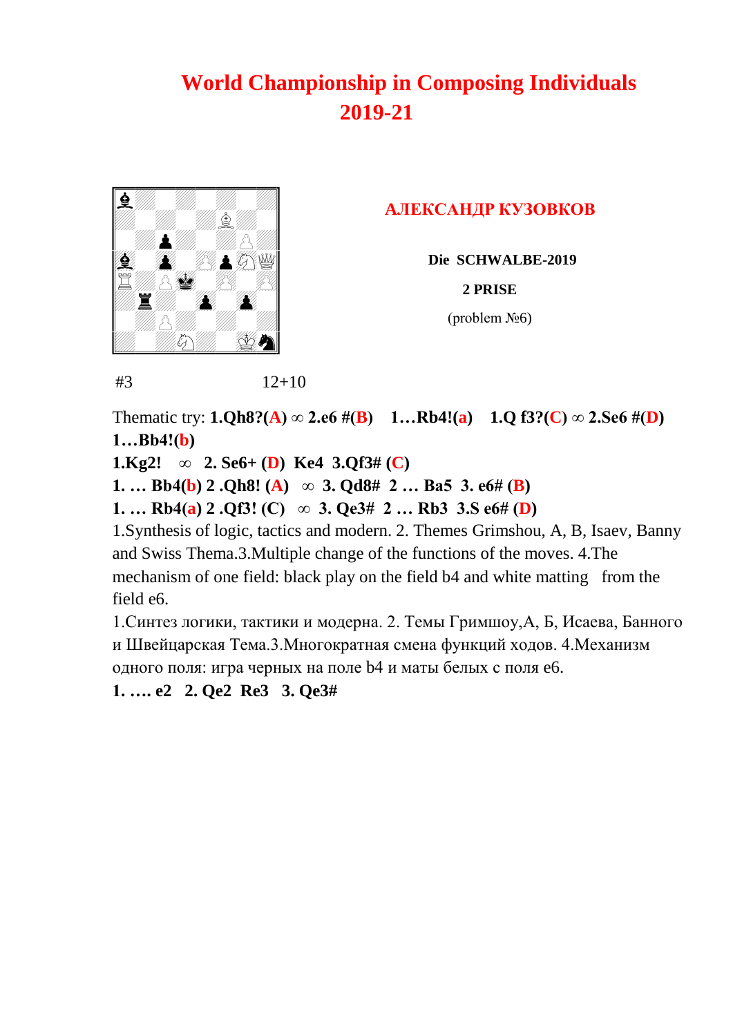# World Championship in Composing Individuals 2019-21

**АЛЕКСАНДР КУЗОВКОВ**

**Die SCHWALBE-2019**

**2 PRISE**

(problem №6)

#3 12+10

Thematic try: **1.Qh8?(A)** ∞ **2.e6 #(B)** **1…Rb4!(a)** **1.Q f3?(C)** ∞ **2.Se6 #(D)** **1…Bb4!(b)**

**1.Kg2!** ∞ **2. Se6+ (D) Ke4 3.Qf3# (C)**

**1. … Bb4(b) 2 .Qh8! (A)** ∞ **3. Qd8# 2 … Ba5 3. e6# (B)**

**1. … Rb4(a) 2 .Qf3! (C)** ∞ **3. Qe3# 2 … Rb3 3.S e6# (D)**

1.Synthesis of logic, tactics and modern. 2. Themes Grimshou, A, B, Isaev, Banny and Swiss Thema.3.Multiple change of the functions of the moves. 4.The mechanism of one field: black play on the field b4 and white matting from the field e6.

1.Синтез логики, тактики и модерна. 2. Темы Гримшоу,А, Б, Исаева, Банного и Швейцарская Тема.3.Многократная смена функций ходов. 4.Механизм одного поля: игра черных на поле b4 и маты белых с поля e6.

**1. …. e2 2. Qe2 Re3 3. Qe3#**